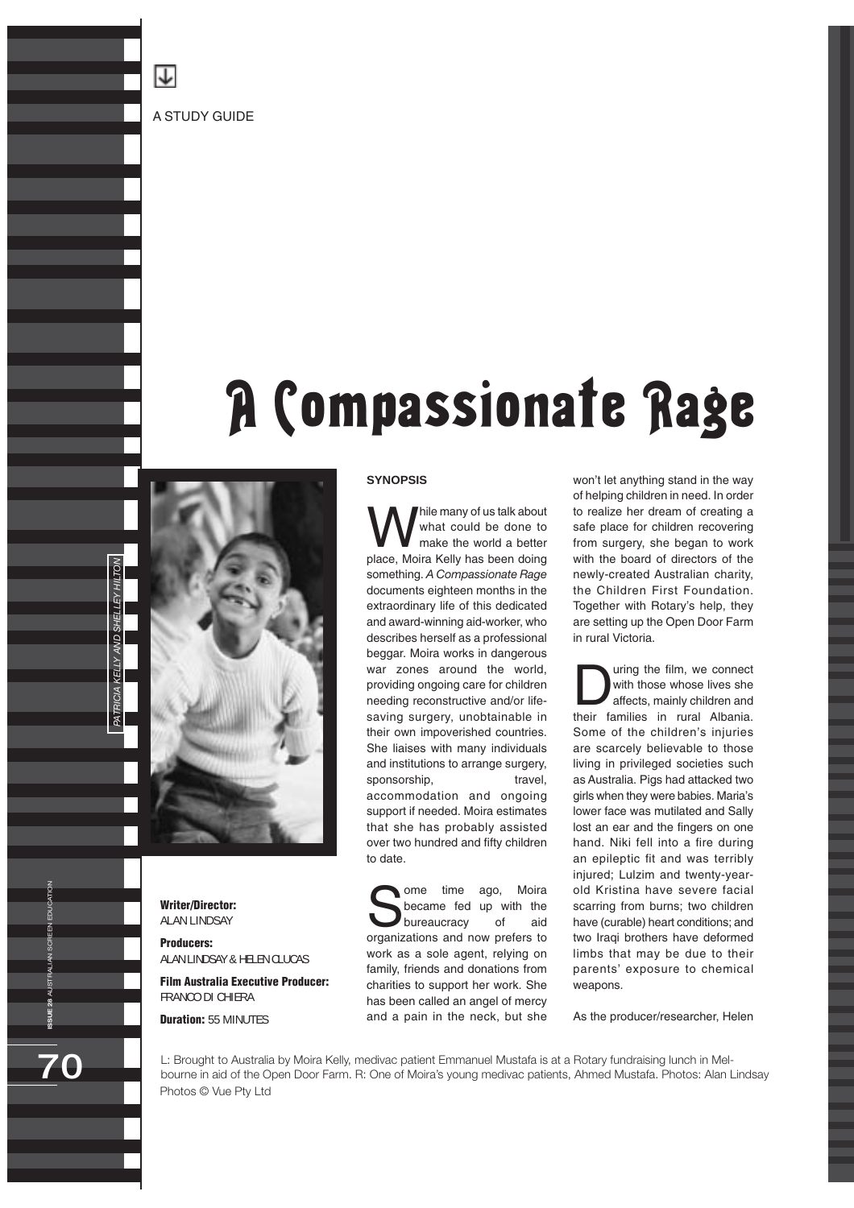A STUDY GUIDE

*PATRICIA KELLY AND SHELLEY HILTON*

# A Compassionate Rage

**Writer/Director:**
ALAN LINDSAY

**Producers:**
ALAN LINDSAY & HELEN CLUCAS

**Film Australia Executive Producer:**
FRANCO DI CHIERA

**Duration:** 55 MINUTES

## SYNOPSIS

While many of us talk about what could be done to make the world a better place, Moira Kelly has been doing something. *A Compassionate Rage* documents eighteen months in the extraordinary life of this dedicated and award-winning aid-worker, who describes herself as a professional beggar. Moira works in dangerous war zones around the world, providing ongoing care for children needing reconstructive and/or life-saving surgery, unobtainable in their own impoverished countries. She liaises with many individuals and institutions to arrange surgery, sponsorship, travel, accommodation and ongoing support if needed. Moira estimates that she has probably assisted over two hundred and fifty children to date.

Some time ago, Moira became fed up with the bureaucracy of aid organizations and now prefers to work as a sole agent, relying on family, friends and donations from charities to support her work. She has been called an angel of mercy and a pain in the neck, but she won't let anything stand in the way of helping children in need. In order to realize her dream of creating a safe place for children recovering from surgery, she began to work with the board of directors of the newly-created Australian charity, the Children First Foundation. Together with Rotary's help, they are setting up the Open Door Farm in rural Victoria.

During the film, we connect with those whose lives she affects, mainly children and their families in rural Albania. Some of the children's injuries are scarcely believable to those living in privileged societies such as Australia. Pigs had attacked two girls when they were babies. Maria's lower face was mutilated and Sally lost an ear and the fingers on one hand. Niki fell into a fire during an epileptic fit and was terribly injured; Lulzim and twenty-year-old Kristina have severe facial scarring from burns; two children have (curable) heart conditions; and two Iraqi brothers have deformed limbs that may be due to their parents' exposure to chemical weapons.

As the producer/researcher, Helen

L: Brought to Australia by Moira Kelly, medivac patient Emmanuel Mustafa is at a Rotary fundraising lunch in Melbourne in aid of the Open Door Farm. R: One of Moira's young medivac patients, Ahmed Mustafa. Photos: Alan Lindsay Photos © Vue Pty Ltd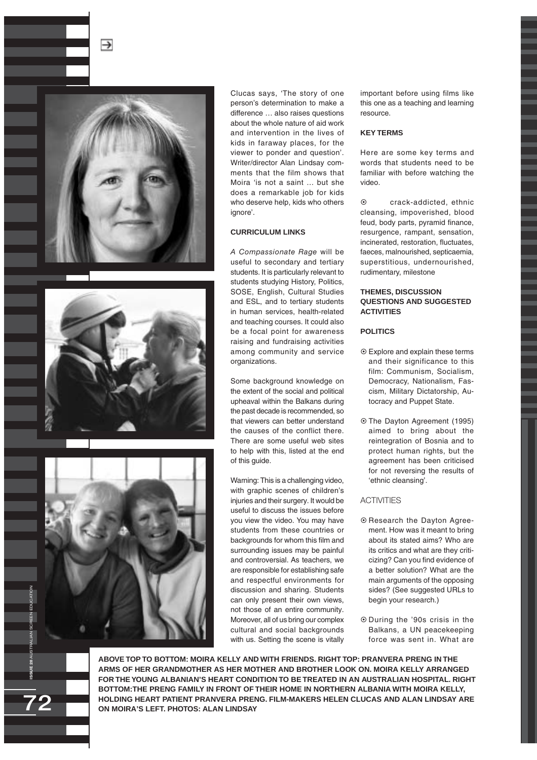Clucas says, 'The story of one person's determination to make a difference … also raises questions about the whole nature of aid work and intervention in the lives of kids in faraway places, for the viewer to ponder and question'. Writer/director Alan Lindsay comments that the film shows that Moira 'is not a saint … but she does a remarkable job for kids who deserve help, kids who others ignore'.

**CURRICULUM LINKS**

*A Compassionate Rage* will be useful to secondary and tertiary students. It is particularly relevant to students studying History, Politics, SOSE, English, Cultural Studies and ESL, and to tertiary students in human services, health-related and teaching courses. It could also be a focal point for awareness raising and fundraising activities among community and service organizations.

Some background knowledge on the extent of the social and political upheaval within the Balkans during the past decade is recommended, so that viewers can better understand the causes of the conflict there. There are some useful web sites to help with this, listed at the end of this guide.

Warning: This is a challenging video, with graphic scenes of children's injuries and their surgery. It would be useful to discuss the issues before you view the video. You may have students from these countries or backgrounds for whom this film and surrounding issues may be painful and controversial. As teachers, we are responsible for establishing safe and respectful environments for discussion and sharing. Students can only present their own views, not those of an entire community. Moreover, all of us bring our complex cultural and social backgrounds with us. Setting the scene is vitally important before using films like this one as a teaching and learning resource.

**KEY TERMS**

Here are some key terms and words that students need to be familiar with before watching the video.

- crack-addicted, ethnic cleansing, impoverished, blood feud, body parts, pyramid finance, resurgence, rampant, sensation, incinerated, restoration, fluctuates, faeces, malnourished, septicaemia, superstitious, undernourished, rudimentary, milestone

**THEMES, DISCUSSION QUESTIONS AND SUGGESTED ACTIVITIES**

**POLITICS**

- Explore and explain these terms and their significance to this film: Communism, Socialism, Democracy, Nationalism, Fascism, Military Dictatorship, Autocracy and Puppet State.
- The Dayton Agreement (1995) aimed to bring about the reintegration of Bosnia and to protect human rights, but the agreement has been criticised for not reversing the results of 'ethnic cleansing'.

ACTIVITIES

- Research the Dayton Agreement. How was it meant to bring about its stated aims? Who are its critics and what are they criticizing? Can you find evidence of a better solution? What are the main arguments of the opposing sides? (See suggested URLs to begin your research.)
- During the '90s crisis in the Balkans, a UN peacekeeping force was sent in. What are

**ABOVE TOP TO BOTTOM: MOIRA KELLY AND WITH FRIENDS. RIGHT TOP: PRANVERA PRENG IN THE ARMS OF HER GRANDMOTHER AS HER MOTHER AND BROTHER LOOK ON. MOIRA KELLY ARRANGED FOR THE YOUNG ALBANIAN'S HEART CONDITION TO BE TREATED IN AN AUSTRALIAN HOSPITAL. RIGHT BOTTOM: THE PRENG FAMILY IN FRONT OF THEIR HOME IN NORTHERN ALBANIA WITH MOIRA KELLY, HOLDING HEART PATIENT PRANVERA PRENG. FILM-MAKERS HELEN CLUCAS AND ALAN LINDSAY ARE ON MOIRA'S LEFT. PHOTOS: ALAN LINDSAY**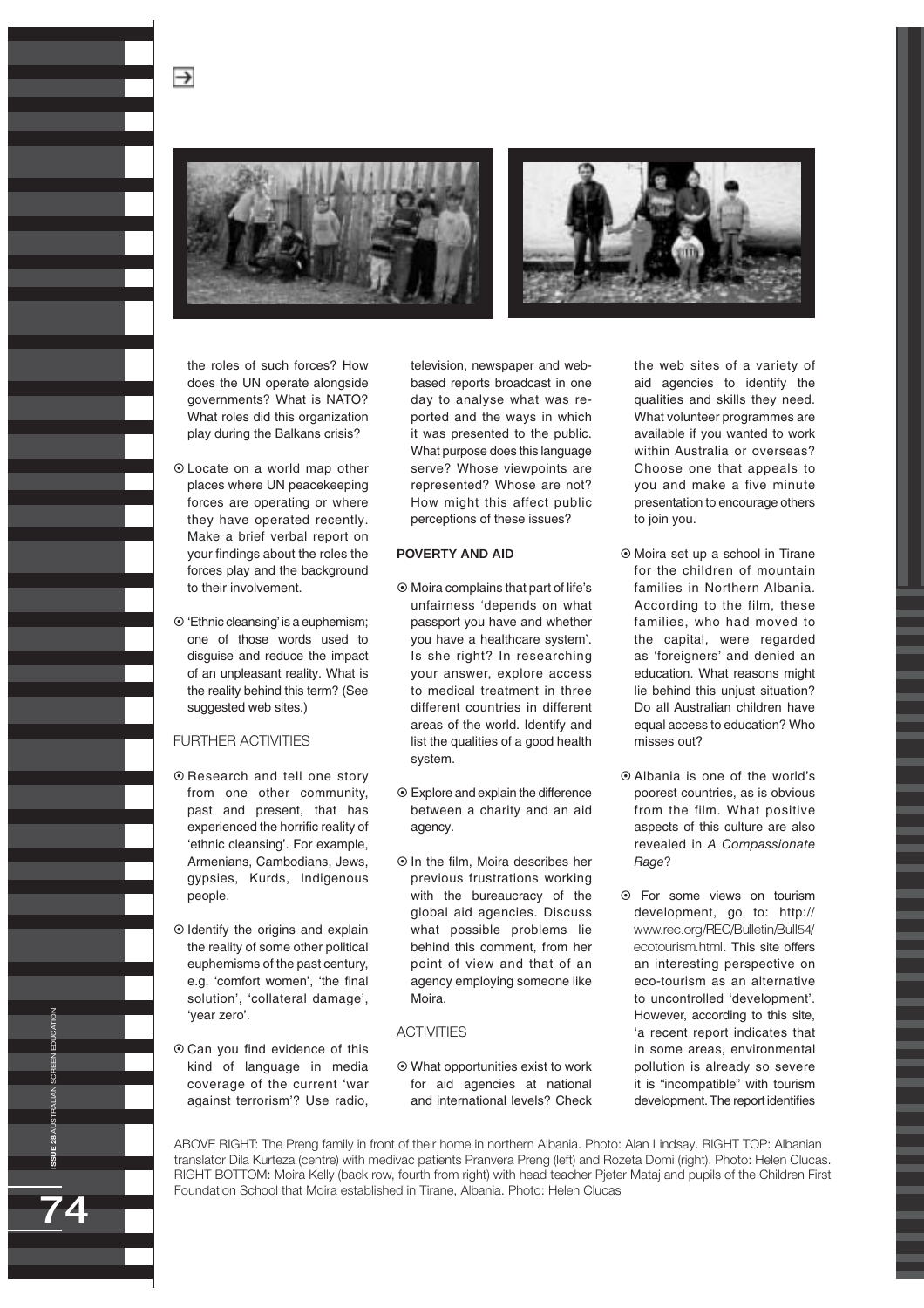the roles of such forces? How does the UN operate alongside governments? What is NATO? What roles did this organization play during the Balkans crisis?

- Locate on a world map other places where UN peacekeeping forces are operating or where they have operated recently. Make a brief verbal report on your findings about the roles the forces play and the background to their involvement.

- 'Ethnic cleansing' is a euphemism; one of those words used to disguise and reduce the impact of an unpleasant reality. What is the reality behind this term? (See suggested web sites.)

## FURTHER ACTIVITIES

- Research and tell one story from one other community, past and present, that has experienced the horrific reality of 'ethnic cleansing'. For example, Armenians, Cambodians, Jews, gypsies, Kurds, Indigenous people.

- Identify the origins and explain the reality of some other political euphemisms of the past century, e.g. 'comfort women', 'the final solution', 'collateral damage', 'year zero'.

- Can you find evidence of this kind of language in media coverage of the current 'war against terrorism'? Use radio, television, newspaper and web-based reports broadcast in one day to analyse what was reported and the ways in which it was presented to the public. What purpose does this language serve? Whose viewpoints are represented? Whose are not? How might this affect public perceptions of these issues?

### POVERTY AND AID

- Moira complains that part of life's unfairness 'depends on what passport you have and whether you have a healthcare system'. Is she right? In researching your answer, explore access to medical treatment in three different countries in different areas of the world. Identify and list the qualities of a good health system.

- Explore and explain the difference between a charity and an aid agency.

- In the film, Moira describes her previous frustrations working with the bureaucracy of the global aid agencies. Discuss what possible problems lie behind this comment, from her point of view and that of an agency employing someone like Moira.

## ACTIVITIES

- What opportunities exist to work for aid agencies at national and international levels? Check the web sites of a variety of aid agencies to identify the qualities and skills they need. What volunteer programmes are available if you wanted to work within Australia or overseas? Choose one that appeals to you and make a five minute presentation to encourage others to join you.

- Moira set up a school in Tirane for the children of mountain families in Northern Albania. According to the film, these families, who had moved to the capital, were regarded as 'foreigners' and denied an education. What reasons might lie behind this unjust situation? Do all Australian children have equal access to education? Who misses out?

- Albania is one of the world's poorest countries, as is obvious from the film. What positive aspects of this culture are also revealed in *A Compassionate Rage*?

- For some views on tourism development, go to: http://www.rec.org/REC/Bulletin/Bull54/ecotourism.html. This site offers an interesting perspective on eco-tourism as an alternative to uncontrolled 'development'. However, according to this site, 'a recent report indicates that in some areas, environmental pollution is already so severe it is "incompatible" with tourism development. The report identifies

ABOVE RIGHT: The Preng family in front of their home in northern Albania. Photo: Alan Lindsay. RIGHT TOP: Albanian translator Dila Kurteza (centre) with medivac patients Pranvera Preng (left) and Rozeta Domi (right). Photo: Helen Clucas. RIGHT BOTTOM: Moira Kelly (back row, fourth from right) with head teacher Pjeter Mataj and pupils of the Children First Foundation School that Moira established in Tirane, Albania. Photo: Helen Clucas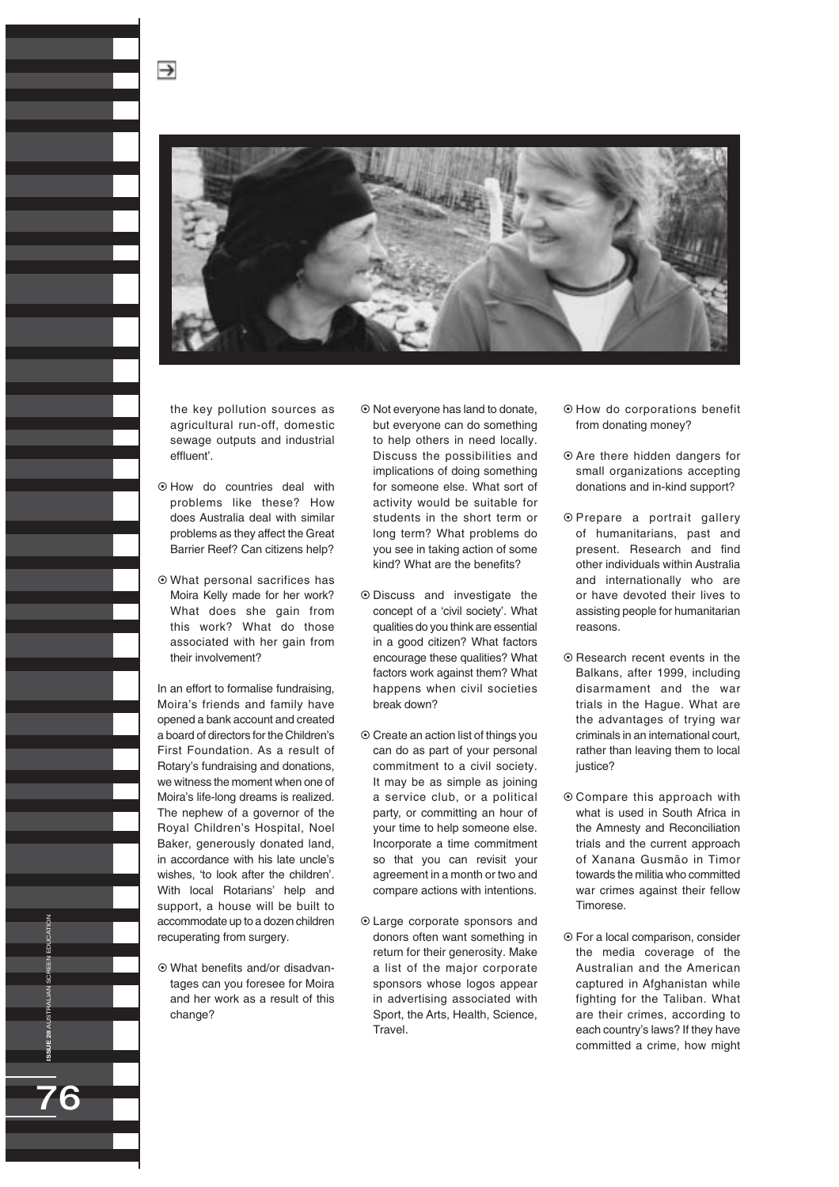the key pollution sources as agricultural run-off, domestic sewage outputs and industrial effluent'.

- How do countries deal with problems like these? How does Australia deal with similar problems as they affect the Great Barrier Reef? Can citizens help?
- What personal sacrifices has Moira Kelly made for her work? What does she gain from this work? What do those associated with her gain from their involvement?

In an effort to formalise fundraising, Moira's friends and family have opened a bank account and created a board of directors for the Children's First Foundation. As a result of Rotary's fundraising and donations, we witness the moment when one of Moira's life-long dreams is realized. The nephew of a governor of the Royal Children's Hospital, Noel Baker, generously donated land, in accordance with his late uncle's wishes, 'to look after the children'. With local Rotarians' help and support, a house will be built to accommodate up to a dozen children recuperating from surgery.

- What benefits and/or disadvantages can you foresee for Moira and her work as a result of this change?
- Not everyone has land to donate, but everyone can do something to help others in need locally. Discuss the possibilities and implications of doing something for someone else. What sort of activity would be suitable for students in the short term or long term? What problems do you see in taking action of some kind? What are the benefits?
- Discuss and investigate the concept of a 'civil society'. What qualities do you think are essential in a good citizen? What factors encourage these qualities? What factors work against them? What happens when civil societies break down?
- Create an action list of things you can do as part of your personal commitment to a civil society. It may be as simple as joining a service club, or a political party, or committing an hour of your time to help someone else. Incorporate a time commitment so that you can revisit your agreement in a month or two and compare actions with intentions.
- Large corporate sponsors and donors often want something in return for their generosity. Make a list of the major corporate sponsors whose logos appear in advertising associated with Sport, the Arts, Health, Science, Travel.
- How do corporations benefit from donating money?
- Are there hidden dangers for small organizations accepting donations and in-kind support?
- Prepare a portrait gallery of humanitarians, past and present. Research and find other individuals within Australia and internationally who are or have devoted their lives to assisting people for humanitarian reasons.
- Research recent events in the Balkans, after 1999, including disarmament and the war trials in the Hague. What are the advantages of trying war criminals in an international court, rather than leaving them to local justice?
- Compare this approach with what is used in South Africa in the Amnesty and Reconciliation trials and the current approach of Xanana Gusmão in Timor towards the militia who committed war crimes against their fellow Timorese.
- For a local comparison, consider the media coverage of the Australian and the American captured in Afghanistan while fighting for the Taliban. What are their crimes, according to each country's laws? If they have committed a crime, how might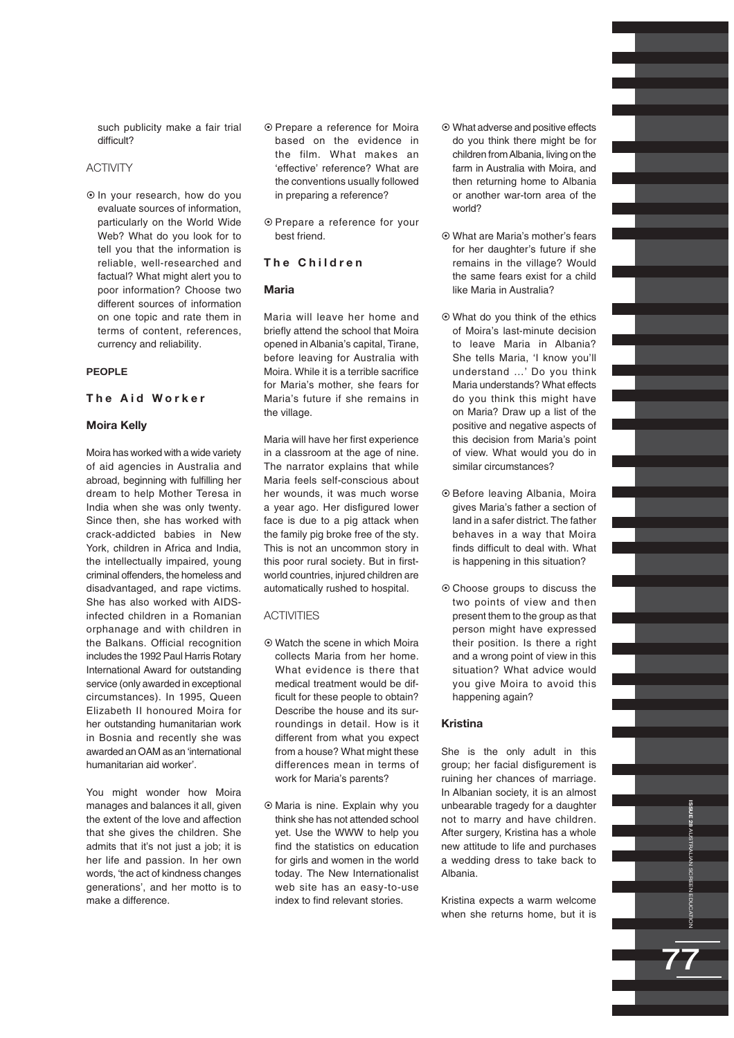such publicity make a fair trial difficult?

ACTIVITY

- In your research, how do you evaluate sources of information, particularly on the World Wide Web? What do you look for to tell you that the information is reliable, well-researched and factual? What might alert you to poor information? Choose two different sources of information on one topic and rate them in terms of content, references, currency and reliability.

**PEOPLE**

## The Aid Worker

### Moira Kelly

Moira has worked with a wide variety of aid agencies in Australia and abroad, beginning with fulfilling her dream to help Mother Teresa in India when she was only twenty. Since then, she has worked with crack-addicted babies in New York, children in Africa and India, the intellectually impaired, young criminal offenders, the homeless and disadvantaged, and rape victims. She has also worked with AIDS-infected children in a Romanian orphanage and with children in the Balkans. Official recognition includes the 1992 Paul Harris Rotary International Award for outstanding service (only awarded in exceptional circumstances). In 1995, Queen Elizabeth II honoured Moira for her outstanding humanitarian work in Bosnia and recently she was awarded an OAM as an 'international humanitarian aid worker'.

You might wonder how Moira manages and balances it all, given the extent of the love and affection that she gives the children. She admits that it's not just a job; it is her life and passion. In her own words, 'the act of kindness changes generations', and her motto is to make a difference.

- Prepare a reference for Moira based on the evidence in the film. What makes an 'effective' reference? What are the conventions usually followed in preparing a reference?
- Prepare a reference for your best friend.

## The Children

### Maria

Maria will leave her home and briefly attend the school that Moira opened in Albania's capital, Tirane, before leaving for Australia with Moira. While it is a terrible sacrifice for Maria's mother, she fears for Maria's future if she remains in the village.

Maria will have her first experience in a classroom at the age of nine. The narrator explains that while Maria feels self-conscious about her wounds, it was much worse a year ago. Her disfigured lower face is due to a pig attack when the family pig broke free of the sty. This is not an uncommon story in this poor rural society. But in first-world countries, injured children are automatically rushed to hospital.

ACTIVITIES

- Watch the scene in which Moira collects Maria from her home. What evidence is there that medical treatment would be difficult for these people to obtain? Describe the house and its surroundings in detail. How is it different from what you expect from a house? What might these differences mean in terms of work for Maria's parents?
- Maria is nine. Explain why you think she has not attended school yet. Use the WWW to help you find the statistics on education for girls and women in the world today. The New Internationalist web site has an easy-to-use index to find relevant stories.
- What adverse and positive effects do you think there might be for children from Albania, living on the farm in Australia with Moira, and then returning home to Albania or another war-torn area of the world?
- What are Maria's mother's fears for her daughter's future if she remains in the village? Would the same fears exist for a child like Maria in Australia?
- What do you think of the ethics of Moira's last-minute decision to leave Maria in Albania? She tells Maria, 'I know you'll understand …' Do you think Maria understands? What effects do you think this might have on Maria? Draw up a list of the positive and negative aspects of this decision from Maria's point of view. What would you do in similar circumstances?
- Before leaving Albania, Moira gives Maria's father a section of land in a safer district. The father behaves in a way that Moira finds difficult to deal with. What is happening in this situation?
- Choose groups to discuss the two points of view and then present them to the group as that person might have expressed their position. Is there a right and a wrong point of view in this situation? What advice would you give Moira to avoid this happening again?

### Kristina

She is the only adult in this group; her facial disfigurement is ruining her chances of marriage. In Albanian society, it is an almost unbearable tragedy for a daughter not to marry and have children. After surgery, Kristina has a whole new attitude to life and purchases a wedding dress to take back to Albania.

Kristina expects a warm welcome when she returns home, but it is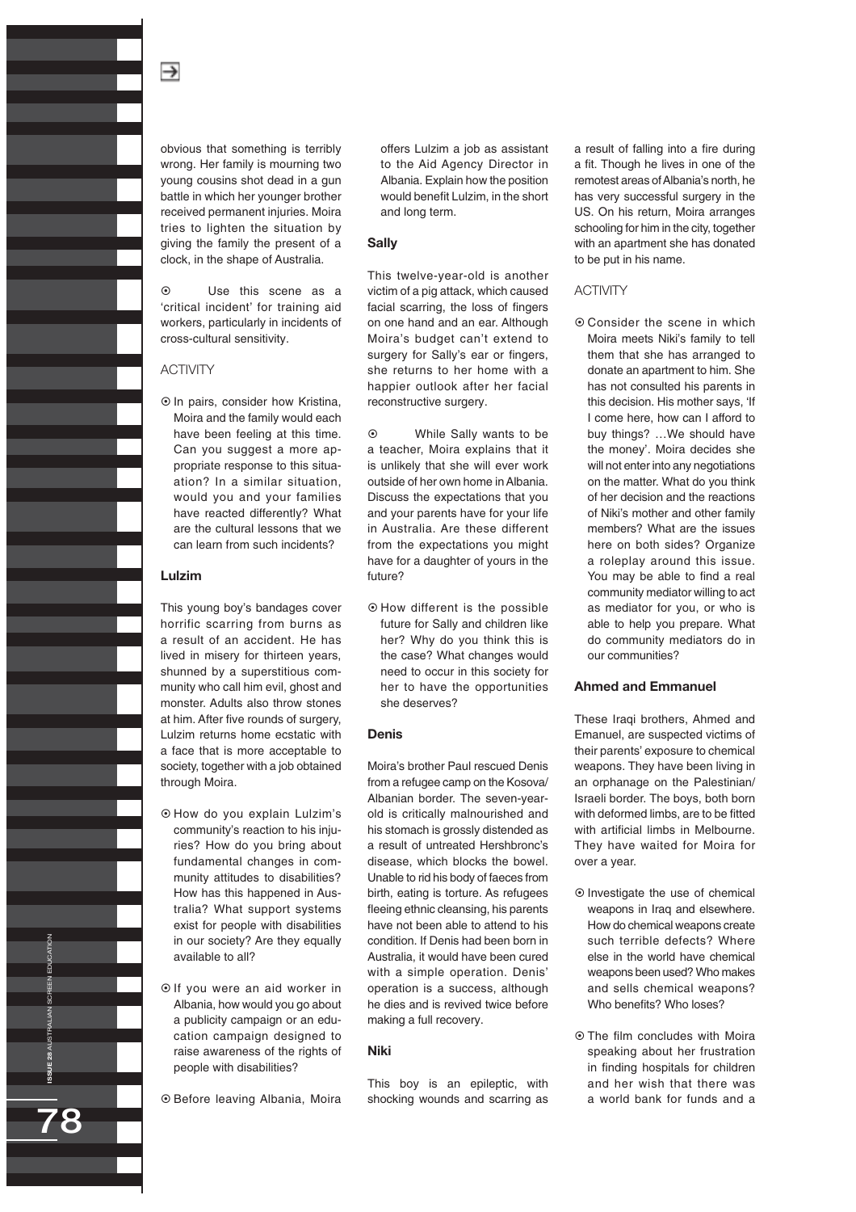obvious that something is terribly wrong. Her family is mourning two young cousins shot dead in a gun battle in which her younger brother received permanent injuries. Moira tries to lighten the situation by giving the family the present of a clock, in the shape of Australia.

⊙ Use this scene as a 'critical incident' for training aid workers, particularly in incidents of cross-cultural sensitivity.

ACTIVITY

⊙ In pairs, consider how Kristina, Moira and the family would each have been feeling at this time. Can you suggest a more appropriate response to this situation? In a similar situation, would you and your families have reacted differently? What are the cultural lessons that we can learn from such incidents?

### Lulzim

This young boy's bandages cover horrific scarring from burns as a result of an accident. He has lived in misery for thirteen years, shunned by a superstitious community who call him evil, ghost and monster. Adults also throw stones at him. After five rounds of surgery, Lulzim returns home ecstatic with a face that is more acceptable to society, together with a job obtained through Moira.

⊙ How do you explain Lulzim's community's reaction to his injuries? How do you bring about fundamental changes in community attitudes to disabilities? How has this happened in Australia? What support systems exist for people with disabilities in our society? Are they equally available to all?

⊙ If you were an aid worker in Albania, how would you go about a publicity campaign or an education campaign designed to raise awareness of the rights of people with disabilities?

⊙ Before leaving Albania, Moira offers Lulzim a job as assistant to the Aid Agency Director in Albania. Explain how the position would benefit Lulzim, in the short and long term.

### Sally

This twelve-year-old is another victim of a pig attack, which caused facial scarring, the loss of fingers on one hand and an ear. Although Moira's budget can't extend to surgery for Sally's ear or fingers, she returns to her home with a happier outlook after her facial reconstructive surgery.

⊙ While Sally wants to be a teacher, Moira explains that it is unlikely that she will ever work outside of her own home in Albania. Discuss the expectations that you and your parents have for your life in Australia. Are these different from the expectations you might have for a daughter of yours in the future?

⊙ How different is the possible future for Sally and children like her? Why do you think this is the case? What changes would need to occur in this society for her to have the opportunities she deserves?

### Denis

Moira's brother Paul rescued Denis from a refugee camp on the Kosova/Albanian border. The seven-year-old is critically malnourished and his stomach is grossly distended as a result of untreated Hershbronc's disease, which blocks the bowel. Unable to rid his body of faeces from birth, eating is torture. As refugees fleeing ethnic cleansing, his parents have not been able to attend to his condition. If Denis had been born in Australia, it would have been cured with a simple operation. Denis' operation is a success, although he dies and is revived twice before making a full recovery.

### Niki

This boy is an epileptic, with shocking wounds and scarring as a result of falling into a fire during a fit. Though he lives in one of the remotest areas of Albania's north, he has very successful surgery in the US. On his return, Moira arranges schooling for him in the city, together with an apartment she has donated to be put in his name.

ACTIVITY

⊙ Consider the scene in which Moira meets Niki's family to tell them that she has arranged to donate an apartment to him. She has not consulted his parents in this decision. His mother says, 'If I come here, how can I afford to buy things? …We should have the money'. Moira decides she will not enter into any negotiations on the matter. What do you think of her decision and the reactions of Niki's mother and other family members? What are the issues here on both sides? Organize a roleplay around this issue. You may be able to find a real community mediator willing to act as mediator for you, or who is able to help you prepare. What do community mediators do in our communities?

### Ahmed and Emmanuel

These Iraqi brothers, Ahmed and Emanuel, are suspected victims of their parents' exposure to chemical weapons. They have been living in an orphanage on the Palestinian/Israeli border. The boys, both born with deformed limbs, are to be fitted with artificial limbs in Melbourne. They have waited for Moira for over a year.

⊙ Investigate the use of chemical weapons in Iraq and elsewhere. How do chemical weapons create such terrible defects? Where else in the world have chemical weapons been used? Who makes and sells chemical weapons? Who benefits? Who loses?

⊙ The film concludes with Moira speaking about her frustration in finding hospitals for children and her wish that there was a world bank for funds and a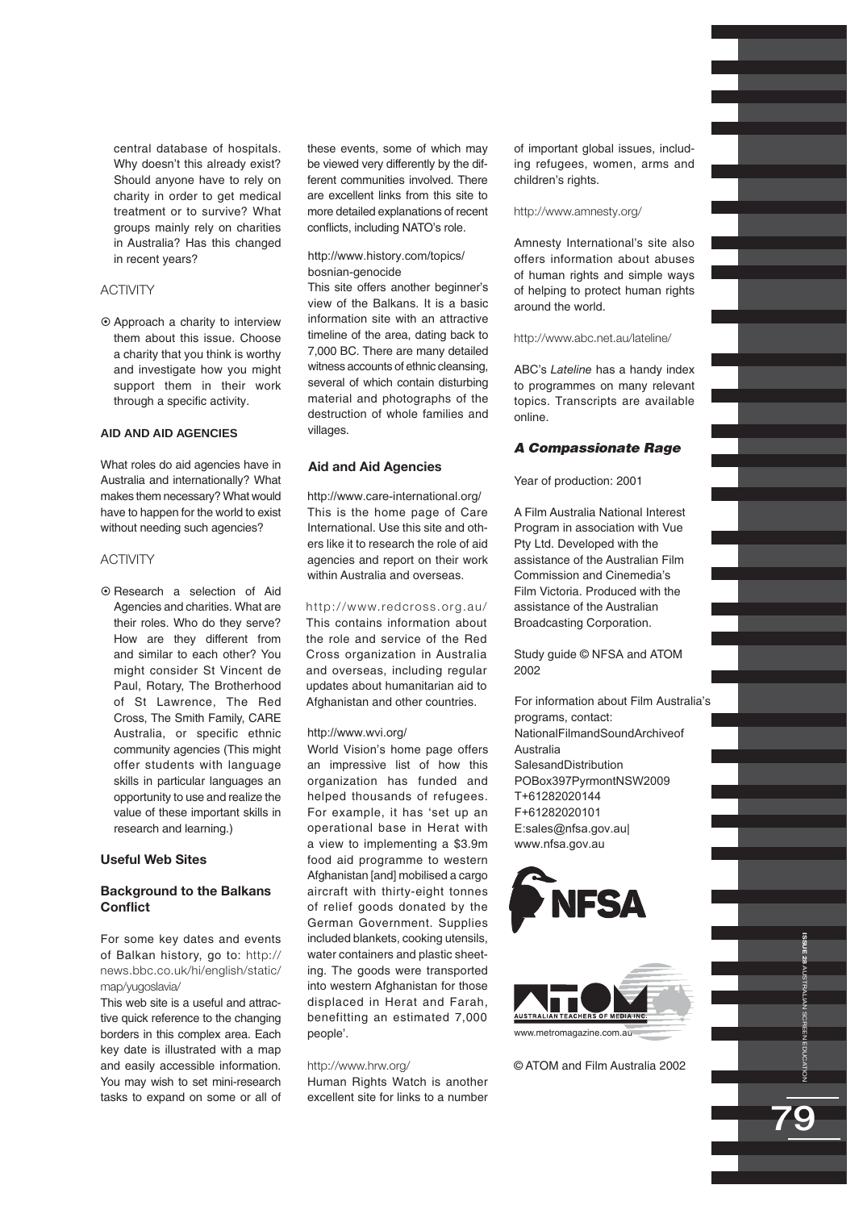central database of hospitals. Why doesn't this already exist? Should anyone have to rely on charity in order to get medical treatment or to survive? What groups mainly rely on charities in Australia? Has this changed in recent years?

ACTIVITY

- Approach a charity to interview them about this issue. Choose a charity that you think is worthy and investigate how you might support them in their work through a specific activity.

**AID AND AID AGENCIES**

What roles do aid agencies have in Australia and internationally? What makes them necessary? What would have to happen for the world to exist without needing such agencies?

ACTIVITY

- Research a selection of Aid Agencies and charities. What are their roles. Who do they serve? How are they different from and similar to each other? You might consider St Vincent de Paul, Rotary, The Brotherhood of St Lawrence, The Red Cross, The Smith Family, CARE Australia, or specific ethnic community agencies (This might offer students with language skills in particular languages an opportunity to use and realize the value of these important skills in research and learning.)

### Useful Web Sites

### Background to the Balkans Conflict

For some key dates and events of Balkan history, go to: http://news.bbc.co.uk/hi/english/static/map/yugoslavia/

This web site is a useful and attractive quick reference to the changing borders in this complex area. Each key date is illustrated with a map and easily accessible information. You may wish to set mini-research tasks to expand on some or all of these events, some of which may be viewed very differently by the different communities involved. There are excellent links from this site to more detailed explanations of recent conflicts, including NATO's role.

http://www.history.com/topics/bosnian-genocide

This site offers another beginner's view of the Balkans. It is a basic information site with an attractive timeline of the area, dating back to 7,000 BC. There are many detailed witness accounts of ethnic cleansing, several of which contain disturbing material and photographs of the destruction of whole families and villages.

### Aid and Aid Agencies

http://www.care-international.org/

This is the home page of Care International. Use this site and others like it to research the role of aid agencies and report on their work within Australia and overseas.

http://www.redcross.org.au/

This contains information about the role and service of the Red Cross organization in Australia and overseas, including regular updates about humanitarian aid to Afghanistan and other countries.

http://www.wvi.org/

World Vision's home page offers an impressive list of how this organization has funded and helped thousands of refugees. For example, it has 'set up an operational base in Herat with a view to implementing a $3.9m food aid programme to western Afghanistan [and] mobilised a cargo aircraft with thirty-eight tonnes of relief goods donated by the German Government. Supplies included blankets, cooking utensils, water containers and plastic sheeting. The goods were transported into western Afghanistan for those displaced in Herat and Farah, benefitting an estimated 7,000 people'.

http://www.hrw.org/

Human Rights Watch is another excellent site for links to a number of important global issues, including refugees, women, arms and children's rights.

http://www.amnesty.org/

Amnesty International's site also offers information about abuses of human rights and simple ways of helping to protect human rights around the world.

http://www.abc.net.au/lateline/

ABC's *Lateline* has a handy index to programmes on many relevant topics. Transcripts are available online.

### *A Compassionate Rage*

Year of production: 2001

A Film Australia National Interest Program in association with Vue Pty Ltd. Developed with the assistance of the Australian Film Commission and Cinemedia's Film Victoria. Produced with the assistance of the Australian Broadcasting Corporation.

Study guide © NFSA and ATOM 2002

For information about Film Australia's programs, contact:
NationalFilmandSoundArchiveof Australia
SalesandDistribution
POBox397PyrmontNSW2009
T+61282020144
F+61282020101
E:sales@nfsa.gov.au|
www.nfsa.gov.au

NFSA

AUSTRALIAN TEACHERS OF MEDIA INC.
www.metromagazine.com.au

© ATOM and Film Australia 2002